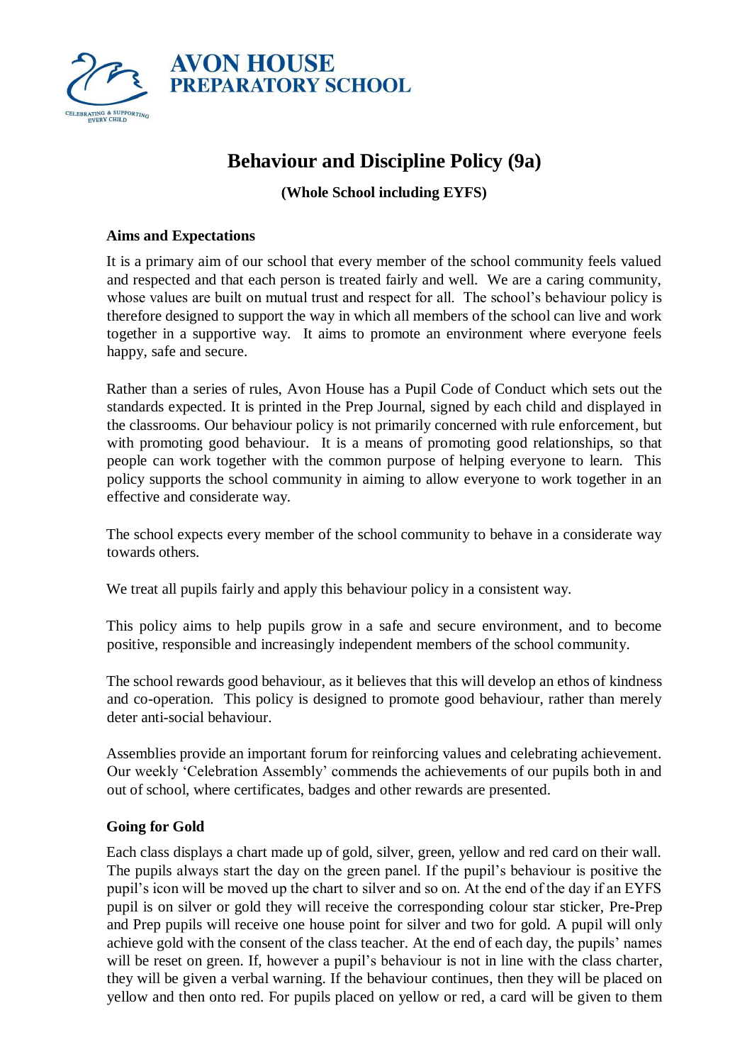**AVON HOUSE**
**PREPARATORY SCHOOL**

CELEBRATING & SUPPORTING EVERY CHILD

# Behaviour and Discipline Policy (9a)

**(Whole School including EYFS)**

## Aims and Expectations

It is a primary aim of our school that every member of the school community feels valued and respected and that each person is treated fairly and well. We are a caring community, whose values are built on mutual trust and respect for all. The school's behaviour policy is therefore designed to support the way in which all members of the school can live and work together in a supportive way. It aims to promote an environment where everyone feels happy, safe and secure.

Rather than a series of rules, Avon House has a Pupil Code of Conduct which sets out the standards expected. It is printed in the Prep Journal, signed by each child and displayed in the classrooms. Our behaviour policy is not primarily concerned with rule enforcement, but with promoting good behaviour. It is a means of promoting good relationships, so that people can work together with the common purpose of helping everyone to learn. This policy supports the school community in aiming to allow everyone to work together in an effective and considerate way.

The school expects every member of the school community to behave in a considerate way towards others.

We treat all pupils fairly and apply this behaviour policy in a consistent way.

This policy aims to help pupils grow in a safe and secure environment, and to become positive, responsible and increasingly independent members of the school community.

The school rewards good behaviour, as it believes that this will develop an ethos of kindness and co-operation. This policy is designed to promote good behaviour, rather than merely deter anti-social behaviour.

Assemblies provide an important forum for reinforcing values and celebrating achievement. Our weekly 'Celebration Assembly' commends the achievements of our pupils both in and out of school, where certificates, badges and other rewards are presented.

## Going for Gold

Each class displays a chart made up of gold, silver, green, yellow and red card on their wall. The pupils always start the day on the green panel. If the pupil's behaviour is positive the pupil's icon will be moved up the chart to silver and so on. At the end of the day if an EYFS pupil is on silver or gold they will receive the corresponding colour star sticker, Pre-Prep and Prep pupils will receive one house point for silver and two for gold. A pupil will only achieve gold with the consent of the class teacher. At the end of each day, the pupils' names will be reset on green. If, however a pupil's behaviour is not in line with the class charter, they will be given a verbal warning. If the behaviour continues, then they will be placed on yellow and then onto red. For pupils placed on yellow or red, a card will be given to them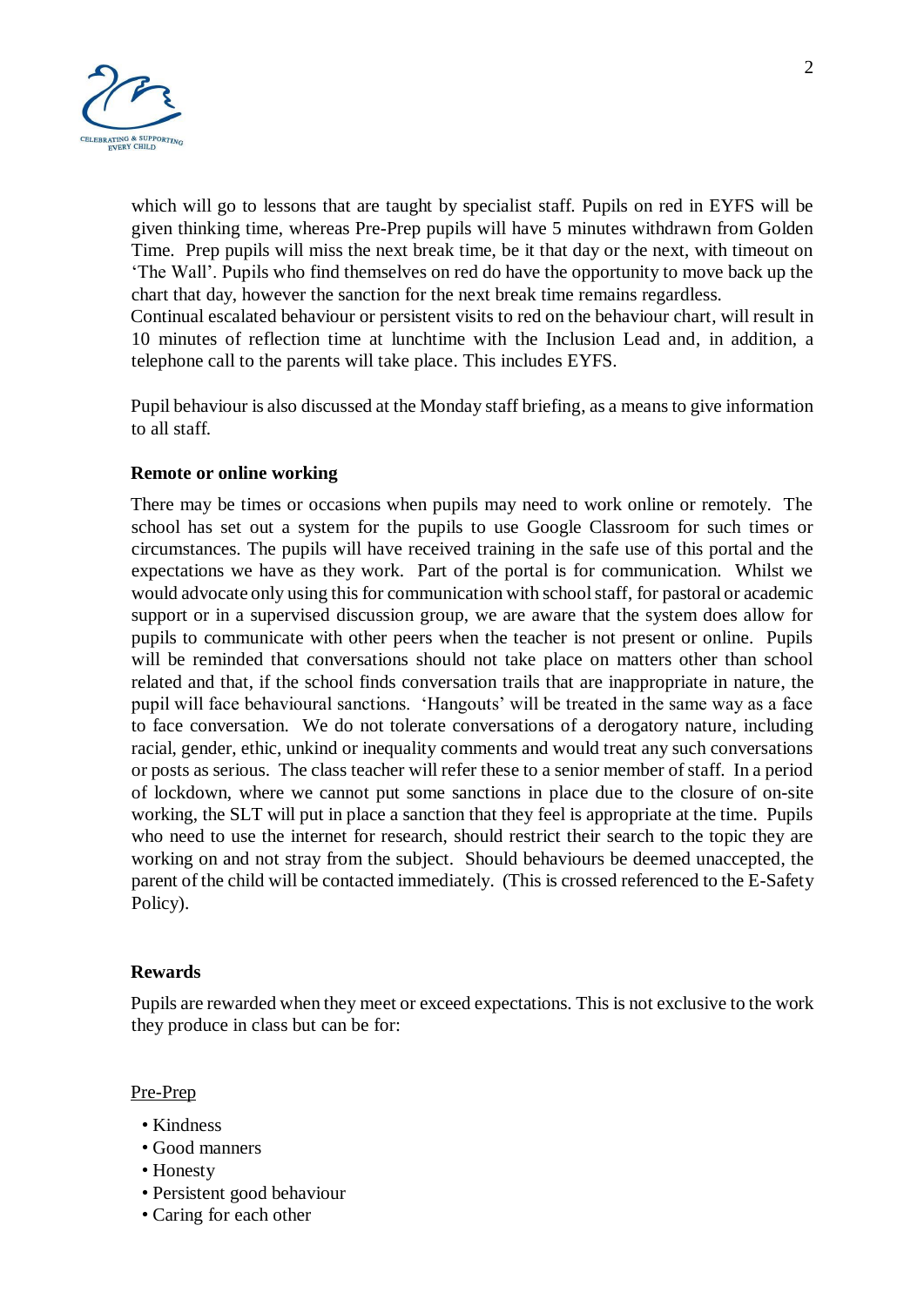which will go to lessons that are taught by specialist staff. Pupils on red in EYFS will be given thinking time, whereas Pre-Prep pupils will have 5 minutes withdrawn from Golden Time. Prep pupils will miss the next break time, be it that day or the next, with timeout on 'The Wall'. Pupils who find themselves on red do have the opportunity to move back up the chart that day, however the sanction for the next break time remains regardless.
Continual escalated behaviour or persistent visits to red on the behaviour chart, will result in 10 minutes of reflection time at lunchtime with the Inclusion Lead and, in addition, a telephone call to the parents will take place. This includes EYFS.

Pupil behaviour is also discussed at the Monday staff briefing, as a means to give information to all staff.

**Remote or online working**

There may be times or occasions when pupils may need to work online or remotely. The school has set out a system for the pupils to use Google Classroom for such times or circumstances. The pupils will have received training in the safe use of this portal and the expectations we have as they work. Part of the portal is for communication. Whilst we would advocate only using this for communication with school staff, for pastoral or academic support or in a supervised discussion group, we are aware that the system does allow for pupils to communicate with other peers when the teacher is not present or online. Pupils will be reminded that conversations should not take place on matters other than school related and that, if the school finds conversation trails that are inappropriate in nature, the pupil will face behavioural sanctions. 'Hangouts' will be treated in the same way as a face to face conversation. We do not tolerate conversations of a derogatory nature, including racial, gender, ethic, unkind or inequality comments and would treat any such conversations or posts as serious. The class teacher will refer these to a senior member of staff. In a period of lockdown, where we cannot put some sanctions in place due to the closure of on-site working, the SLT will put in place a sanction that they feel is appropriate at the time. Pupils who need to use the internet for research, should restrict their search to the topic they are working on and not stray from the subject. Should behaviours be deemed unaccepted, the parent of the child will be contacted immediately. (This is crossed referenced to the E-Safety Policy).

**Rewards**

Pupils are rewarded when they meet or exceed expectations. This is not exclusive to the work they produce in class but can be for:

<u>Pre-Prep</u>

- Kindness
- Good manners
- Honesty
- Persistent good behaviour
- Caring for each other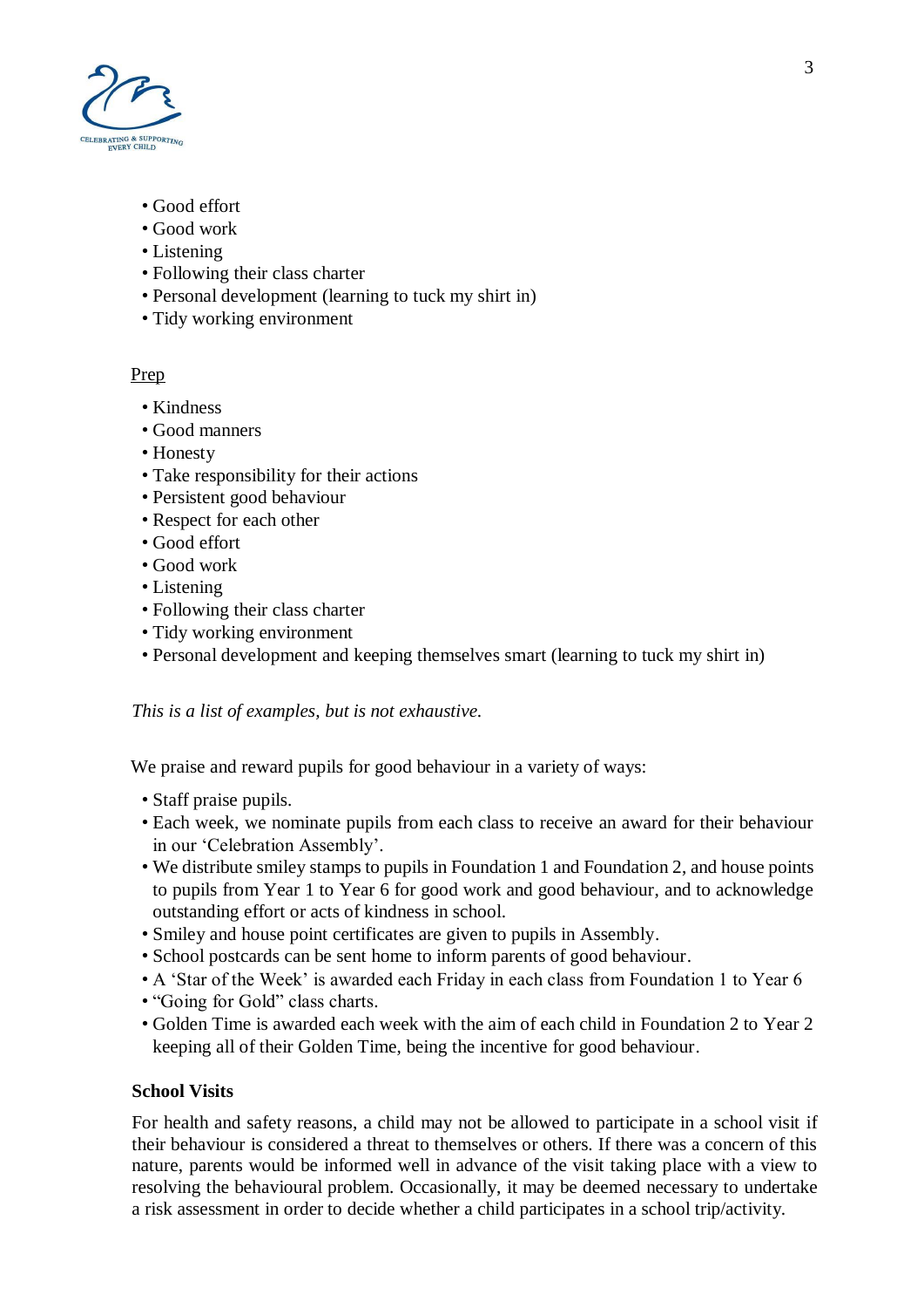- Good effort
- Good work
- Listening
- Following their class charter
- Personal development (learning to tuck my shirt in)
- Tidy working environment

Prep

- Kindness
- Good manners
- Honesty
- Take responsibility for their actions
- Persistent good behaviour
- Respect for each other
- Good effort
- Good work
- Listening
- Following their class charter
- Tidy working environment
- Personal development and keeping themselves smart (learning to tuck my shirt in)

*This is a list of examples, but is not exhaustive.*

We praise and reward pupils for good behaviour in a variety of ways:

- Staff praise pupils.
- Each week, we nominate pupils from each class to receive an award for their behaviour in our 'Celebration Assembly'.
- We distribute smiley stamps to pupils in Foundation 1 and Foundation 2, and house points to pupils from Year 1 to Year 6 for good work and good behaviour, and to acknowledge outstanding effort or acts of kindness in school.
- Smiley and house point certificates are given to pupils in Assembly.
- School postcards can be sent home to inform parents of good behaviour.
- A 'Star of the Week' is awarded each Friday in each class from Foundation 1 to Year 6
- "Going for Gold" class charts.
- Golden Time is awarded each week with the aim of each child in Foundation 2 to Year 2 keeping all of their Golden Time, being the incentive for good behaviour.

**School Visits**

For health and safety reasons, a child may not be allowed to participate in a school visit if their behaviour is considered a threat to themselves or others. If there was a concern of this nature, parents would be informed well in advance of the visit taking place with a view to resolving the behavioural problem. Occasionally, it may be deemed necessary to undertake a risk assessment in order to decide whether a child participates in a school trip/activity.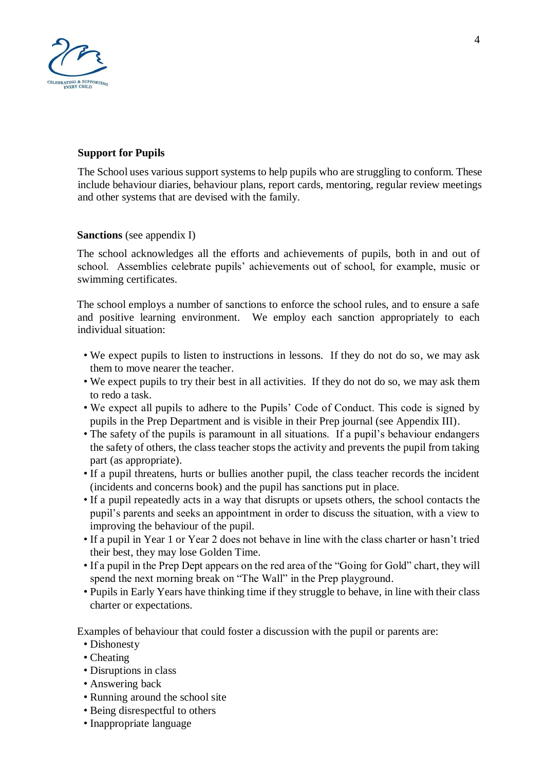**Support for Pupils**

The School uses various support systems to help pupils who are struggling to conform. These include behaviour diaries, behaviour plans, report cards, mentoring, regular review meetings and other systems that are devised with the family.

**Sanctions** (see appendix I)

The school acknowledges all the efforts and achievements of pupils, both in and out of school. Assemblies celebrate pupils' achievements out of school, for example, music or swimming certificates.

The school employs a number of sanctions to enforce the school rules, and to ensure a safe and positive learning environment. We employ each sanction appropriately to each individual situation:

- We expect pupils to listen to instructions in lessons. If they do not do so, we may ask them to move nearer the teacher.
- We expect pupils to try their best in all activities. If they do not do so, we may ask them to redo a task.
- We expect all pupils to adhere to the Pupils' Code of Conduct. This code is signed by pupils in the Prep Department and is visible in their Prep journal (see Appendix III).
- The safety of the pupils is paramount in all situations. If a pupil's behaviour endangers the safety of others, the class teacher stops the activity and prevents the pupil from taking part (as appropriate).
- If a pupil threatens, hurts or bullies another pupil, the class teacher records the incident (incidents and concerns book) and the pupil has sanctions put in place.
- If a pupil repeatedly acts in a way that disrupts or upsets others, the school contacts the pupil's parents and seeks an appointment in order to discuss the situation, with a view to improving the behaviour of the pupil.
- If a pupil in Year 1 or Year 2 does not behave in line with the class charter or hasn't tried their best, they may lose Golden Time.
- If a pupil in the Prep Dept appears on the red area of the "Going for Gold" chart, they will spend the next morning break on "The Wall" in the Prep playground.
- Pupils in Early Years have thinking time if they struggle to behave, in line with their class charter or expectations.

Examples of behaviour that could foster a discussion with the pupil or parents are:

- Dishonesty
- Cheating
- Disruptions in class
- Answering back
- Running around the school site
- Being disrespectful to others
- Inappropriate language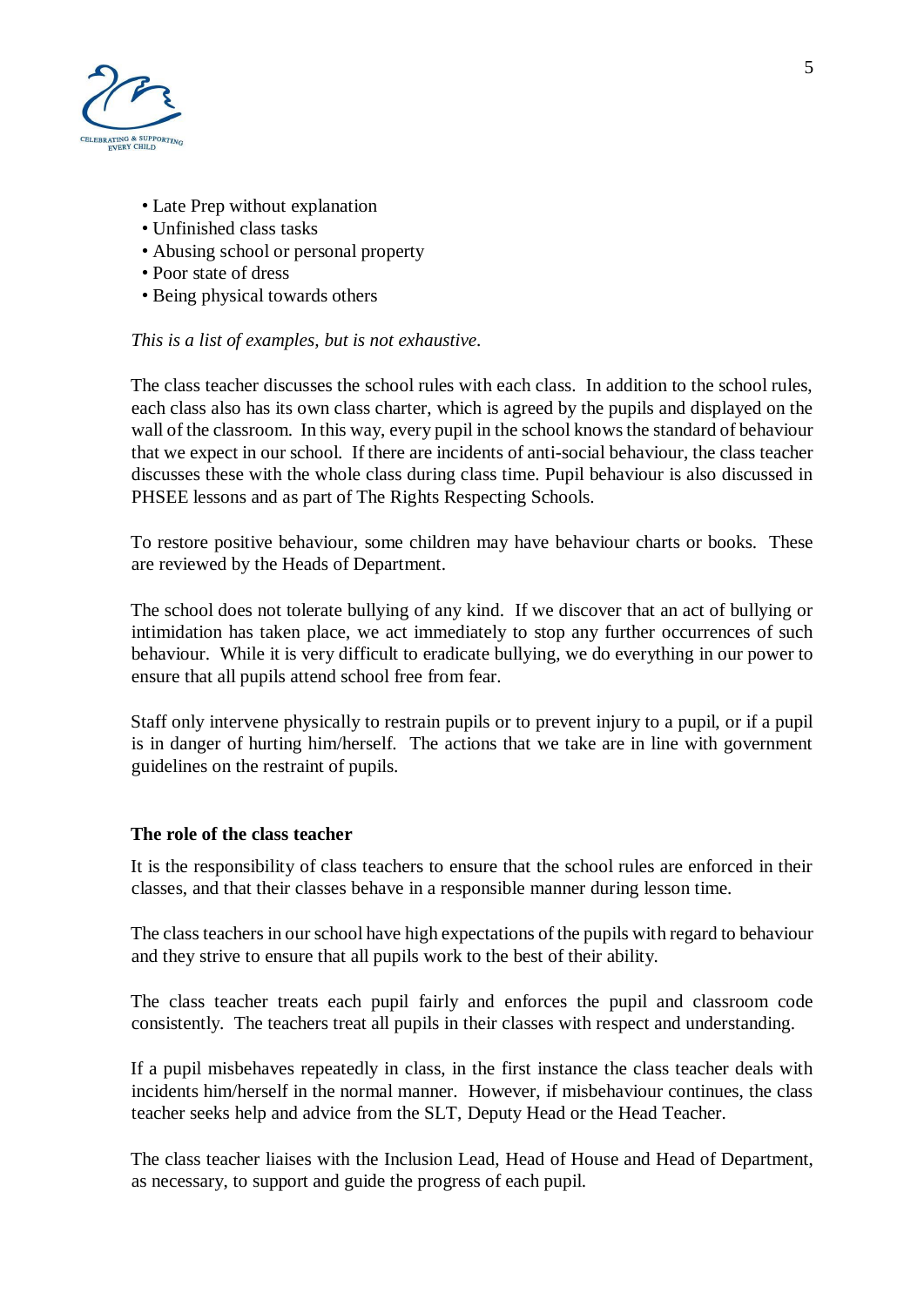- Late Prep without explanation
- Unfinished class tasks
- Abusing school or personal property
- Poor state of dress
- Being physical towards others

*This is a list of examples, but is not exhaustive.*

The class teacher discusses the school rules with each class. In addition to the school rules, each class also has its own class charter, which is agreed by the pupils and displayed on the wall of the classroom. In this way, every pupil in the school knows the standard of behaviour that we expect in our school. If there are incidents of anti-social behaviour, the class teacher discusses these with the whole class during class time. Pupil behaviour is also discussed in PHSEE lessons and as part of The Rights Respecting Schools.

To restore positive behaviour, some children may have behaviour charts or books. These are reviewed by the Heads of Department.

The school does not tolerate bullying of any kind. If we discover that an act of bullying or intimidation has taken place, we act immediately to stop any further occurrences of such behaviour. While it is very difficult to eradicate bullying, we do everything in our power to ensure that all pupils attend school free from fear.

Staff only intervene physically to restrain pupils or to prevent injury to a pupil, or if a pupil is in danger of hurting him/herself. The actions that we take are in line with government guidelines on the restraint of pupils.

**The role of the class teacher**

It is the responsibility of class teachers to ensure that the school rules are enforced in their classes, and that their classes behave in a responsible manner during lesson time.

The class teachers in our school have high expectations of the pupils with regard to behaviour and they strive to ensure that all pupils work to the best of their ability.

The class teacher treats each pupil fairly and enforces the pupil and classroom code consistently. The teachers treat all pupils in their classes with respect and understanding.

If a pupil misbehaves repeatedly in class, in the first instance the class teacher deals with incidents him/herself in the normal manner. However, if misbehaviour continues, the class teacher seeks help and advice from the SLT, Deputy Head or the Head Teacher.

The class teacher liaises with the Inclusion Lead, Head of House and Head of Department, as necessary, to support and guide the progress of each pupil.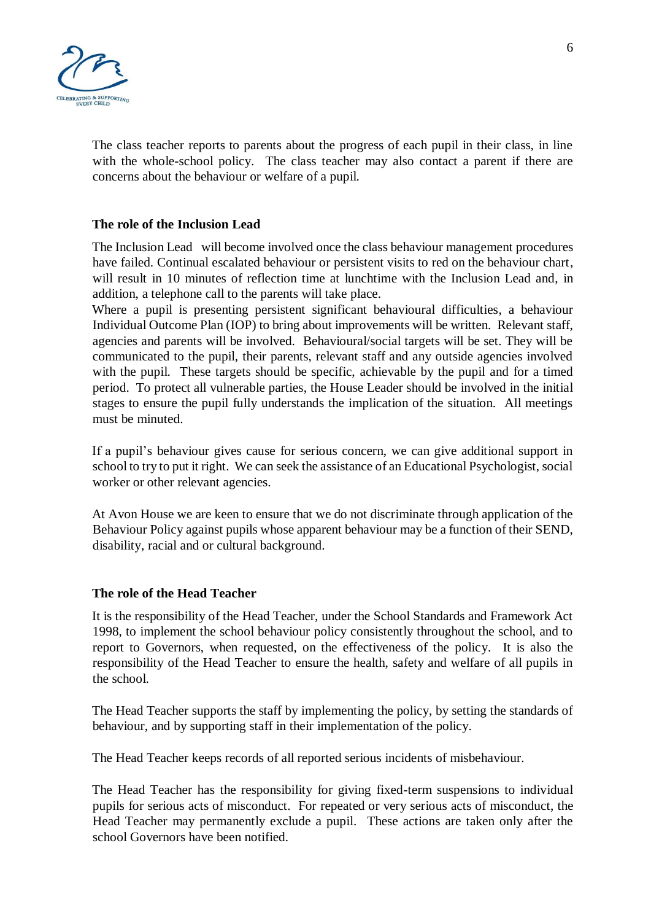The class teacher reports to parents about the progress of each pupil in their class, in line with the whole-school policy. The class teacher may also contact a parent if there are concerns about the behaviour or welfare of a pupil.

**The role of the Inclusion Lead**

The Inclusion Lead will become involved once the class behaviour management procedures have failed. Continual escalated behaviour or persistent visits to red on the behaviour chart, will result in 10 minutes of reflection time at lunchtime with the Inclusion Lead and, in addition, a telephone call to the parents will take place.

Where a pupil is presenting persistent significant behavioural difficulties, a behaviour Individual Outcome Plan (IOP) to bring about improvements will be written. Relevant staff, agencies and parents will be involved. Behavioural/social targets will be set. They will be communicated to the pupil, their parents, relevant staff and any outside agencies involved with the pupil. These targets should be specific, achievable by the pupil and for a timed period. To protect all vulnerable parties, the House Leader should be involved in the initial stages to ensure the pupil fully understands the implication of the situation. All meetings must be minuted.

If a pupil's behaviour gives cause for serious concern, we can give additional support in school to try to put it right. We can seek the assistance of an Educational Psychologist, social worker or other relevant agencies.

At Avon House we are keen to ensure that we do not discriminate through application of the Behaviour Policy against pupils whose apparent behaviour may be a function of their SEND, disability, racial and or cultural background.

**The role of the Head Teacher**

It is the responsibility of the Head Teacher, under the School Standards and Framework Act 1998, to implement the school behaviour policy consistently throughout the school, and to report to Governors, when requested, on the effectiveness of the policy. It is also the responsibility of the Head Teacher to ensure the health, safety and welfare of all pupils in the school.

The Head Teacher supports the staff by implementing the policy, by setting the standards of behaviour, and by supporting staff in their implementation of the policy.

The Head Teacher keeps records of all reported serious incidents of misbehaviour.

The Head Teacher has the responsibility for giving fixed-term suspensions to individual pupils for serious acts of misconduct. For repeated or very serious acts of misconduct, the Head Teacher may permanently exclude a pupil. These actions are taken only after the school Governors have been notified.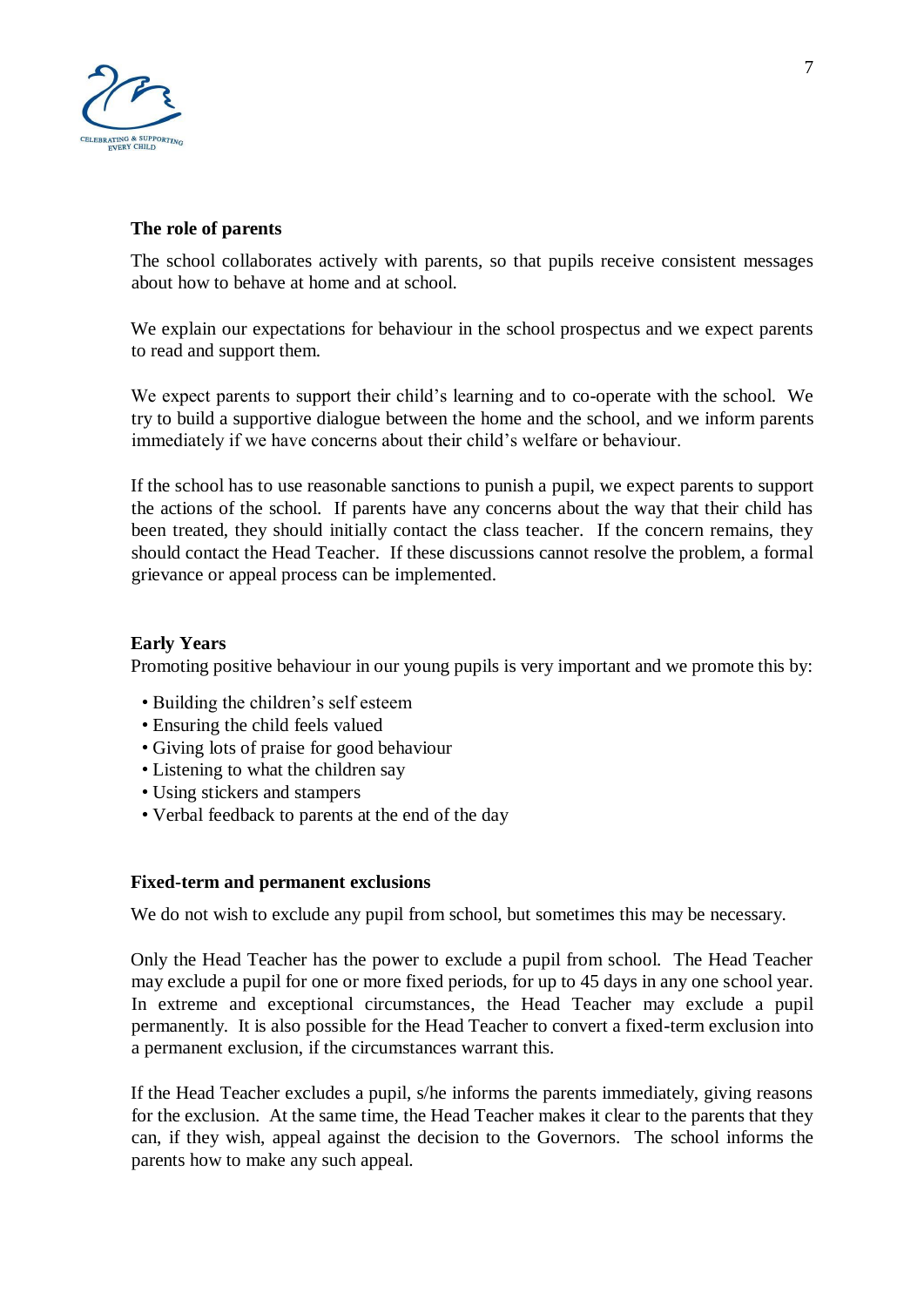**The role of parents**

The school collaborates actively with parents, so that pupils receive consistent messages about how to behave at home and at school.

We explain our expectations for behaviour in the school prospectus and we expect parents to read and support them.

We expect parents to support their child's learning and to co-operate with the school. We try to build a supportive dialogue between the home and the school, and we inform parents immediately if we have concerns about their child's welfare or behaviour.

If the school has to use reasonable sanctions to punish a pupil, we expect parents to support the actions of the school. If parents have any concerns about the way that their child has been treated, they should initially contact the class teacher. If the concern remains, they should contact the Head Teacher. If these discussions cannot resolve the problem, a formal grievance or appeal process can be implemented.

**Early Years**

Promoting positive behaviour in our young pupils is very important and we promote this by:

- Building the children's self esteem
- Ensuring the child feels valued
- Giving lots of praise for good behaviour
- Listening to what the children say
- Using stickers and stampers
- Verbal feedback to parents at the end of the day

**Fixed-term and permanent exclusions**

We do not wish to exclude any pupil from school, but sometimes this may be necessary.

Only the Head Teacher has the power to exclude a pupil from school. The Head Teacher may exclude a pupil for one or more fixed periods, for up to 45 days in any one school year. In extreme and exceptional circumstances, the Head Teacher may exclude a pupil permanently. It is also possible for the Head Teacher to convert a fixed-term exclusion into a permanent exclusion, if the circumstances warrant this.

If the Head Teacher excludes a pupil, s/he informs the parents immediately, giving reasons for the exclusion. At the same time, the Head Teacher makes it clear to the parents that they can, if they wish, appeal against the decision to the Governors. The school informs the parents how to make any such appeal.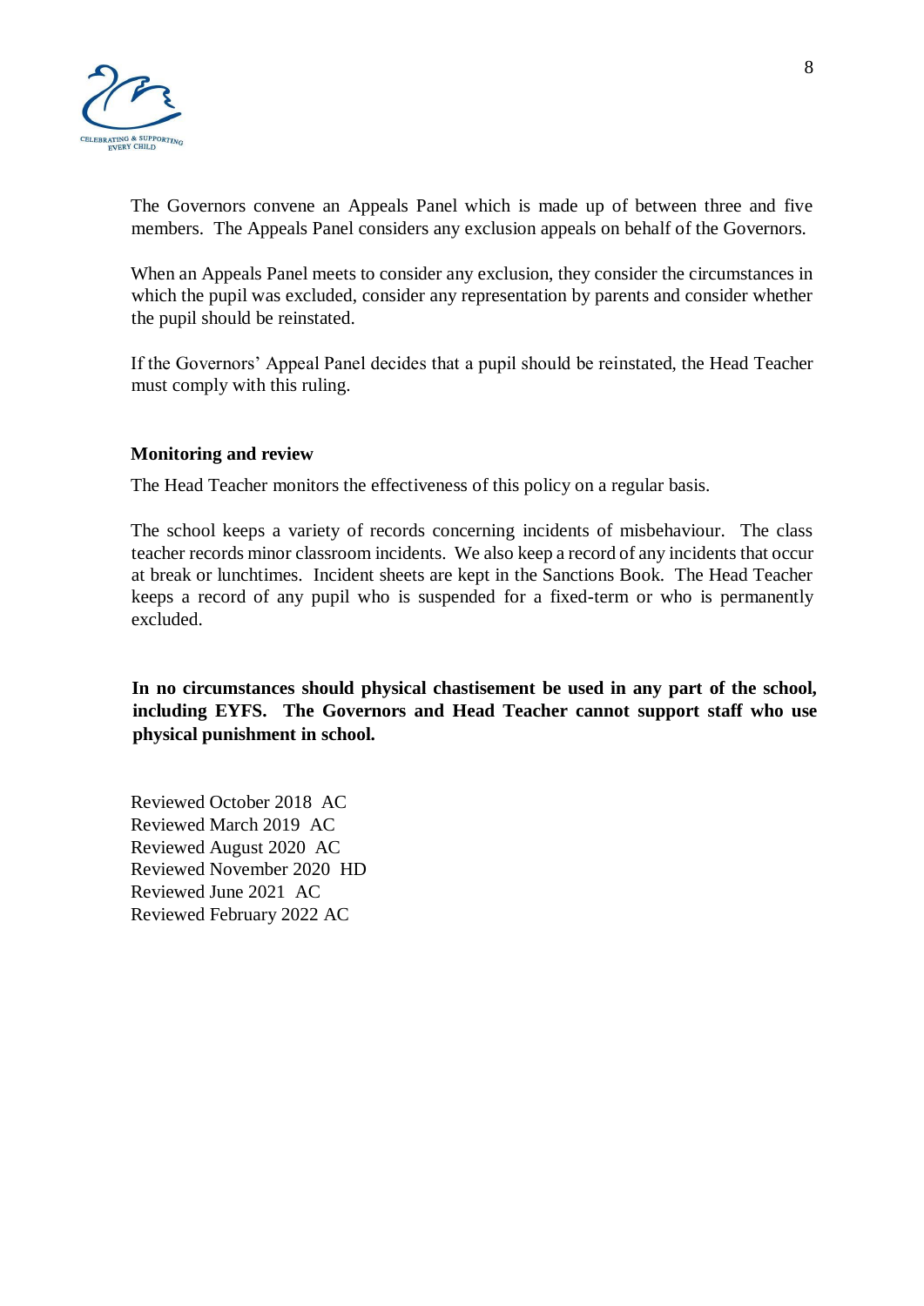The Governors convene an Appeals Panel which is made up of between three and five members. The Appeals Panel considers any exclusion appeals on behalf of the Governors.

When an Appeals Panel meets to consider any exclusion, they consider the circumstances in which the pupil was excluded, consider any representation by parents and consider whether the pupil should be reinstated.

If the Governors' Appeal Panel decides that a pupil should be reinstated, the Head Teacher must comply with this ruling.

**Monitoring and review**

The Head Teacher monitors the effectiveness of this policy on a regular basis.

The school keeps a variety of records concerning incidents of misbehaviour. The class teacher records minor classroom incidents. We also keep a record of any incidents that occur at break or lunchtimes. Incident sheets are kept in the Sanctions Book. The Head Teacher keeps a record of any pupil who is suspended for a fixed-term or who is permanently excluded.

**In no circumstances should physical chastisement be used in any part of the school, including EYFS. The Governors and Head Teacher cannot support staff who use physical punishment in school.**

Reviewed October 2018 AC
Reviewed March 2019 AC
Reviewed August 2020 AC
Reviewed November 2020 HD
Reviewed June 2021 AC
Reviewed February 2022 AC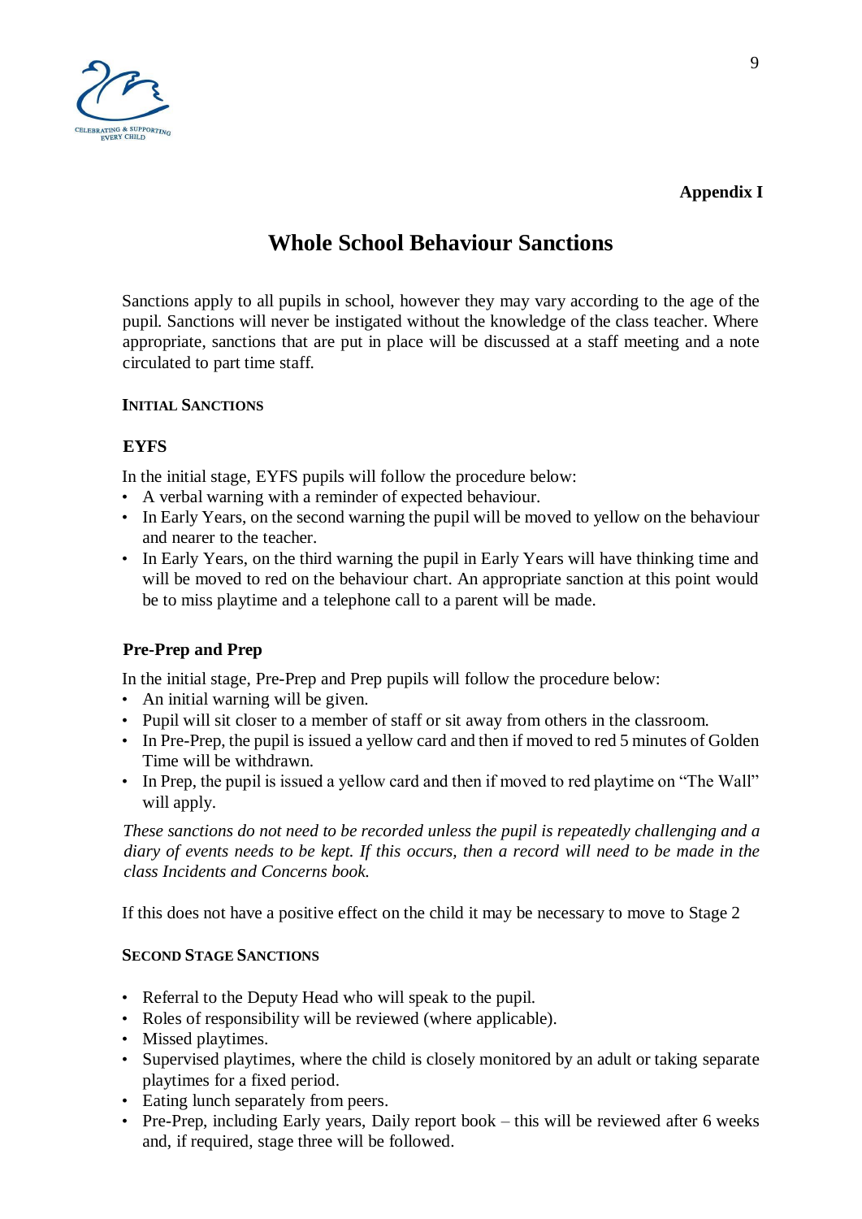**Appendix I**

# Whole School Behaviour Sanctions

Sanctions apply to all pupils in school, however they may vary according to the age of the pupil. Sanctions will never be instigated without the knowledge of the class teacher. Where appropriate, sanctions that are put in place will be discussed at a staff meeting and a note circulated to part time staff.

## Initial Sanctions

### EYFS

In the initial stage, EYFS pupils will follow the procedure below:

- A verbal warning with a reminder of expected behaviour.
- In Early Years, on the second warning the pupil will be moved to yellow on the behaviour and nearer to the teacher.
- In Early Years, on the third warning the pupil in Early Years will have thinking time and will be moved to red on the behaviour chart. An appropriate sanction at this point would be to miss playtime and a telephone call to a parent will be made.

### Pre-Prep and Prep

In the initial stage, Pre-Prep and Prep pupils will follow the procedure below:

- An initial warning will be given.
- Pupil will sit closer to a member of staff or sit away from others in the classroom.
- In Pre-Prep, the pupil is issued a yellow card and then if moved to red 5 minutes of Golden Time will be withdrawn.
- In Prep, the pupil is issued a yellow card and then if moved to red playtime on "The Wall" will apply.

*These sanctions do not need to be recorded unless the pupil is repeatedly challenging and a diary of events needs to be kept. If this occurs, then a record will need to be made in the class Incidents and Concerns book.*

If this does not have a positive effect on the child it may be necessary to move to Stage 2

## Second Stage Sanctions

- Referral to the Deputy Head who will speak to the pupil.
- Roles of responsibility will be reviewed (where applicable).
- Missed playtimes.
- Supervised playtimes, where the child is closely monitored by an adult or taking separate playtimes for a fixed period.
- Eating lunch separately from peers.
- Pre-Prep, including Early years, Daily report book – this will be reviewed after 6 weeks and, if required, stage three will be followed.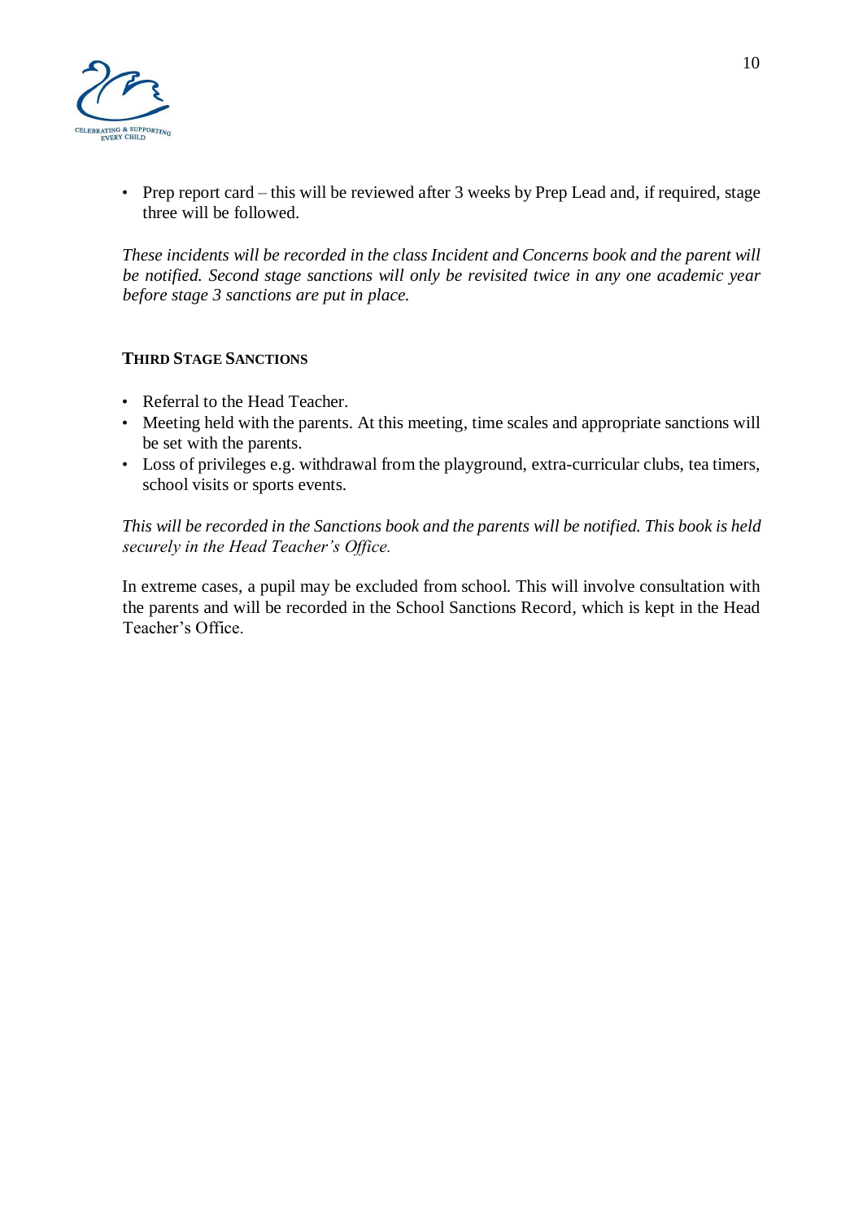- Prep report card – this will be reviewed after 3 weeks by Prep Lead and, if required, stage three will be followed.

*These incidents will be recorded in the class Incident and Concerns book and the parent will be notified. Second stage sanctions will only be revisited twice in any one academic year before stage 3 sanctions are put in place.*

### THIRD STAGE SANCTIONS

- Referral to the Head Teacher.
- Meeting held with the parents. At this meeting, time scales and appropriate sanctions will be set with the parents.
- Loss of privileges e.g. withdrawal from the playground, extra-curricular clubs, tea timers, school visits or sports events.

*This will be recorded in the Sanctions book and the parents will be notified. This book is held securely in the Head Teacher's Office.*

In extreme cases, a pupil may be excluded from school. This will involve consultation with the parents and will be recorded in the School Sanctions Record, which is kept in the Head Teacher's Office.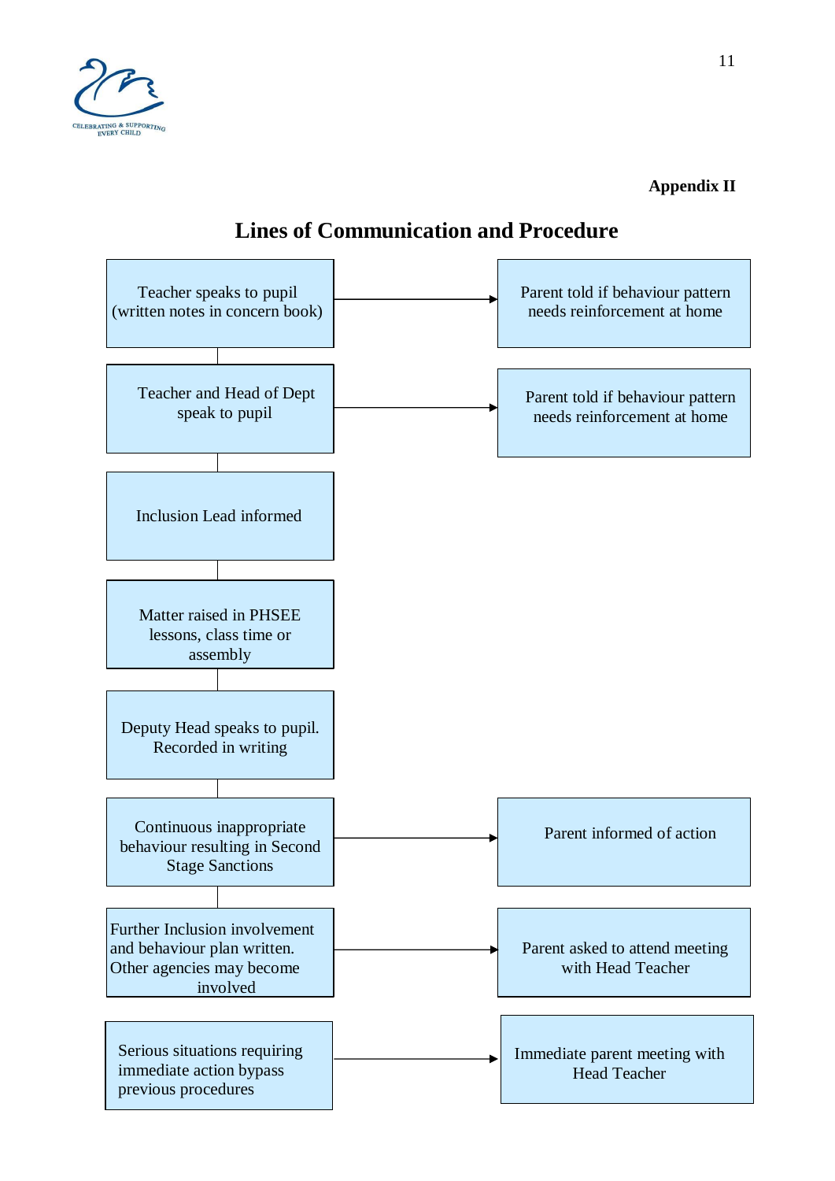**Appendix II**

## Lines of Communication and Procedure

| Procedure | Parent communication |
| --- | --- |
| Teacher speaks to pupil (written notes in concern book) | → Parent told if behaviour pattern needs reinforcement at home |
| Teacher and Head of Dept speak to pupil | → Parent told if behaviour pattern needs reinforcement at home |
| Inclusion Lead informed | |
| Matter raised in PHSEE lessons, class time or assembly | |
| Deputy Head speaks to pupil. Recorded in writing | |
| Continuous inappropriate behaviour resulting in Second Stage Sanctions | → Parent informed of action |
| Further Inclusion involvement and behaviour plan written. Other agencies may become involved | → Parent asked to attend meeting with Head Teacher |
| Serious situations requiring immediate action bypass previous procedures | → Immediate parent meeting with Head Teacher |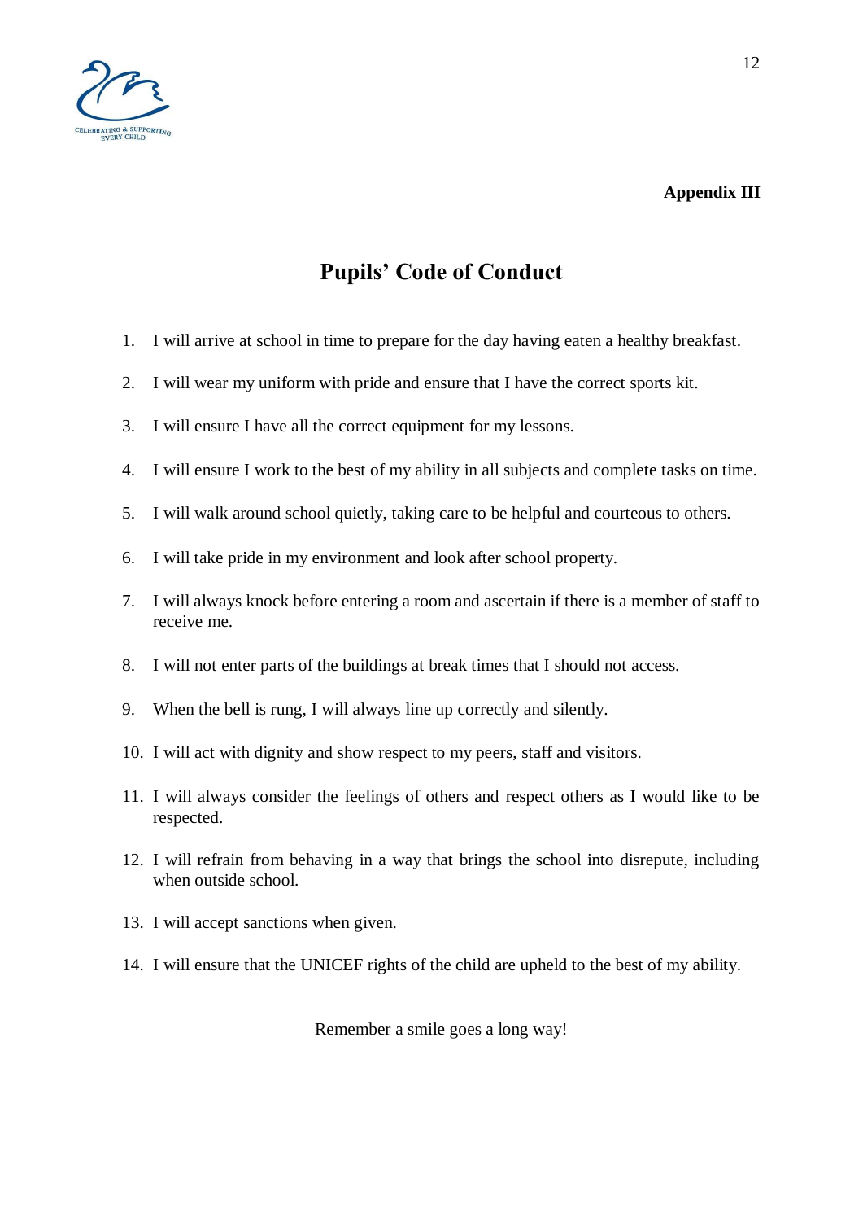**Appendix III**

# Pupils' Code of Conduct

1. I will arrive at school in time to prepare for the day having eaten a healthy breakfast.
2. I will wear my uniform with pride and ensure that I have the correct sports kit.
3. I will ensure I have all the correct equipment for my lessons.
4. I will ensure I work to the best of my ability in all subjects and complete tasks on time.
5. I will walk around school quietly, taking care to be helpful and courteous to others.
6. I will take pride in my environment and look after school property.
7. I will always knock before entering a room and ascertain if there is a member of staff to receive me.
8. I will not enter parts of the buildings at break times that I should not access.
9. When the bell is rung, I will always line up correctly and silently.
10. I will act with dignity and show respect to my peers, staff and visitors.
11. I will always consider the feelings of others and respect others as I would like to be respected.
12. I will refrain from behaving in a way that brings the school into disrepute, including when outside school.
13. I will accept sanctions when given.
14. I will ensure that the UNICEF rights of the child are upheld to the best of my ability.

Remember a smile goes a long way!